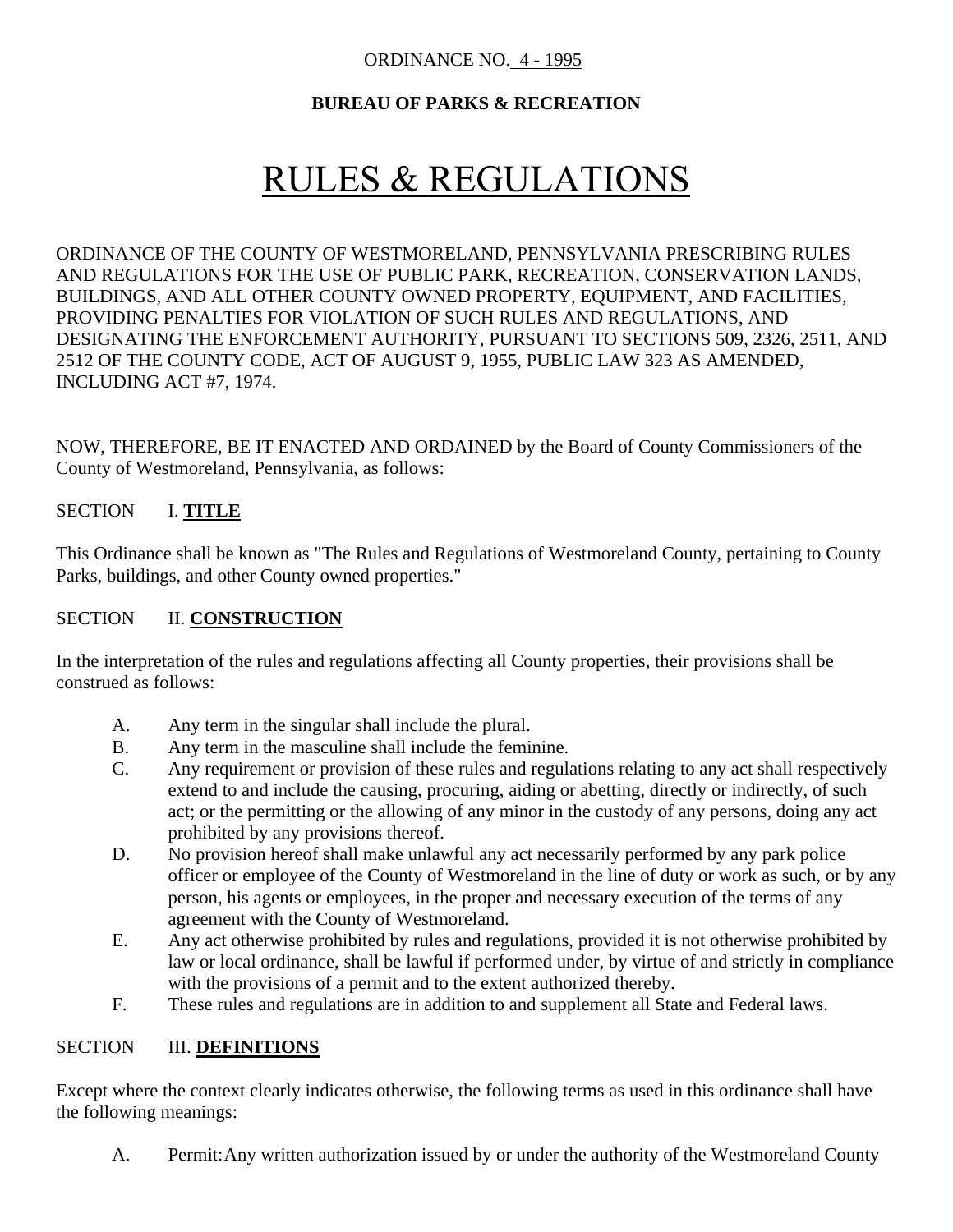ORDINANCE NO. 4 - 1995

**BUREAU OF PARKS & RECREATION**

# RULES & REGULATIONS

ORDINANCE OF THE COUNTY OF WESTMORELAND, PENNSYLVANIA PRESCRIBING RULES AND REGULATIONS FOR THE USE OF PUBLIC PARK, RECREATION, CONSERVATION LANDS, BUILDINGS, AND ALL OTHER COUNTY OWNED PROPERTY, EQUIPMENT, AND FACILITIES, PROVIDING PENALTIES FOR VIOLATION OF SUCH RULES AND REGULATIONS, AND DESIGNATING THE ENFORCEMENT AUTHORITY, PURSUANT TO SECTIONS 509, 2326, 2511, AND 2512 OF THE COUNTY CODE, ACT OF AUGUST 9, 1955, PUBLIC LAW 323 AS AMENDED, INCLUDING ACT #7, 1974.

NOW, THEREFORE, BE IT ENACTED AND ORDAINED by the Board of County Commissioners of the County of Westmoreland, Pennsylvania, as follows:

## SECTION I. TITLE

This Ordinance shall be known as "The Rules and Regulations of Westmoreland County, pertaining to County Parks, buildings, and other County owned properties."

## SECTION II. CONSTRUCTION

In the interpretation of the rules and regulations affecting all County properties, their provisions shall be construed as follows:

A. Any term in the singular shall include the plural.

B. Any term in the masculine shall include the feminine.

C. Any requirement or provision of these rules and regulations relating to any act shall respectively extend to and include the causing, procuring, aiding or abetting, directly or indirectly, of such act; or the permitting or the allowing of any minor in the custody of any persons, doing any act prohibited by any provisions thereof.

D. No provision hereof shall make unlawful any act necessarily performed by any park police officer or employee of the County of Westmoreland in the line of duty or work as such, or by any person, his agents or employees, in the proper and necessary execution of the terms of any agreement with the County of Westmoreland.

E. Any act otherwise prohibited by rules and regulations, provided it is not otherwise prohibited by law or local ordinance, shall be lawful if performed under, by virtue of and strictly in compliance with the provisions of a permit and to the extent authorized thereby.

F. These rules and regulations are in addition to and supplement all State and Federal laws.

## SECTION III. DEFINITIONS

Except where the context clearly indicates otherwise, the following terms as used in this ordinance shall have the following meanings:

A. Permit: Any written authorization issued by or under the authority of the Westmoreland County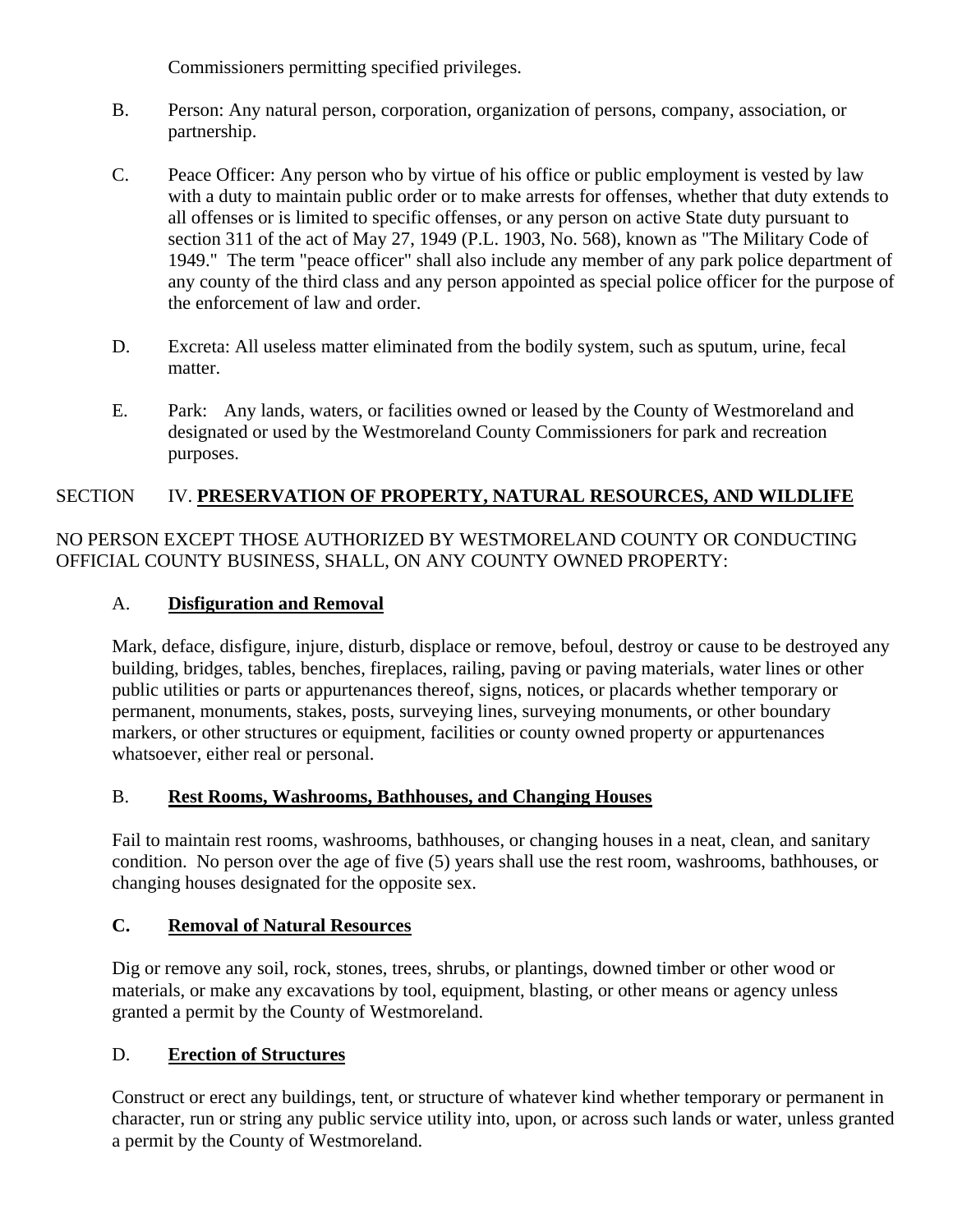Commissioners permitting specified privileges.

B. Person: Any natural person, corporation, organization of persons, company, association, or partnership.

C. Peace Officer: Any person who by virtue of his office or public employment is vested by law with a duty to maintain public order or to make arrests for offenses, whether that duty extends to all offenses or is limited to specific offenses, or any person on active State duty pursuant to section 311 of the act of May 27, 1949 (P.L. 1903, No. 568), known as "The Military Code of 1949." The term "peace officer" shall also include any member of any park police department of any county of the third class and any person appointed as special police officer for the purpose of the enforcement of law and order.

D. Excreta: All useless matter eliminated from the bodily system, such as sputum, urine, fecal matter.

E. Park: Any lands, waters, or facilities owned or leased by the County of Westmoreland and designated or used by the Westmoreland County Commissioners for park and recreation purposes.

## SECTION IV. PRESERVATION OF PROPERTY, NATURAL RESOURCES, AND WILDLIFE

NO PERSON EXCEPT THOSE AUTHORIZED BY WESTMORELAND COUNTY OR CONDUCTING OFFICIAL COUNTY BUSINESS, SHALL, ON ANY COUNTY OWNED PROPERTY:

### A. Disfiguration and Removal

Mark, deface, disfigure, injure, disturb, displace or remove, befoul, destroy or cause to be destroyed any building, bridges, tables, benches, fireplaces, railing, paving or paving materials, water lines or other public utilities or parts or appurtenances thereof, signs, notices, or placards whether temporary or permanent, monuments, stakes, posts, surveying lines, surveying monuments, or other boundary markers, or other structures or equipment, facilities or county owned property or appurtenances whatsoever, either real or personal.

### B. Rest Rooms, Washrooms, Bathhouses, and Changing Houses

Fail to maintain rest rooms, washrooms, bathhouses, or changing houses in a neat, clean, and sanitary condition. No person over the age of five (5) years shall use the rest room, washrooms, bathhouses, or changing houses designated for the opposite sex.

### C. Removal of Natural Resources

Dig or remove any soil, rock, stones, trees, shrubs, or plantings, downed timber or other wood or materials, or make any excavations by tool, equipment, blasting, or other means or agency unless granted a permit by the County of Westmoreland.

### D. Erection of Structures

Construct or erect any buildings, tent, or structure of whatever kind whether temporary or permanent in character, run or string any public service utility into, upon, or across such lands or water, unless granted a permit by the County of Westmoreland.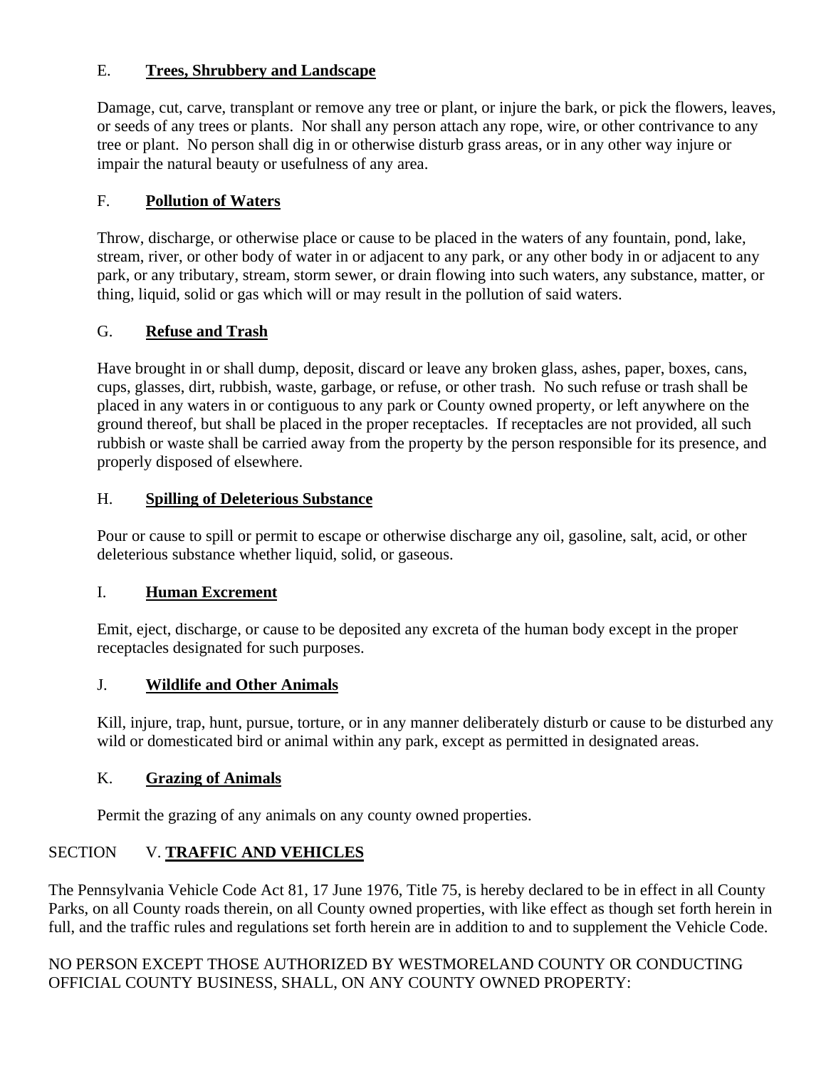E. **<u>Trees, Shrubbery and Landscape</u>**

Damage, cut, carve, transplant or remove any tree or plant, or injure the bark, or pick the flowers, leaves, or seeds of any trees or plants. Nor shall any person attach any rope, wire, or other contrivance to any tree or plant. No person shall dig in or otherwise disturb grass areas, or in any other way injure or impair the natural beauty or usefulness of any area.

F. **<u>Pollution of Waters</u>**

Throw, discharge, or otherwise place or cause to be placed in the waters of any fountain, pond, lake, stream, river, or other body of water in or adjacent to any park, or any other body in or adjacent to any park, or any tributary, stream, storm sewer, or drain flowing into such waters, any substance, matter, or thing, liquid, solid or gas which will or may result in the pollution of said waters.

G. **<u>Refuse and Trash</u>**

Have brought in or shall dump, deposit, discard or leave any broken glass, ashes, paper, boxes, cans, cups, glasses, dirt, rubbish, waste, garbage, or refuse, or other trash. No such refuse or trash shall be placed in any waters in or contiguous to any park or County owned property, or left anywhere on the ground thereof, but shall be placed in the proper receptacles. If receptacles are not provided, all such rubbish or waste shall be carried away from the property by the person responsible for its presence, and properly disposed of elsewhere.

H. **<u>Spilling of Deleterious Substance</u>**

Pour or cause to spill or permit to escape or otherwise discharge any oil, gasoline, salt, acid, or other deleterious substance whether liquid, solid, or gaseous.

I. **<u>Human Excrement</u>**

Emit, eject, discharge, or cause to be deposited any excreta of the human body except in the proper receptacles designated for such purposes.

J. **<u>Wildlife and Other Animals</u>**

Kill, injure, trap, hunt, pursue, torture, or in any manner deliberately disturb or cause to be disturbed any wild or domesticated bird or animal within any park, except as permitted in designated areas.

K. **<u>Grazing of Animals</u>**

Permit the grazing of any animals on any county owned properties.

## SECTION V. **<u>TRAFFIC AND VEHICLES</u>**

The Pennsylvania Vehicle Code Act 81, 17 June 1976, Title 75, is hereby declared to be in effect in all County Parks, on all County roads therein, on all County owned properties, with like effect as though set forth herein in full, and the traffic rules and regulations set forth herein are in addition to and to supplement the Vehicle Code.

NO PERSON EXCEPT THOSE AUTHORIZED BY WESTMORELAND COUNTY OR CONDUCTING OFFICIAL COUNTY BUSINESS, SHALL, ON ANY COUNTY OWNED PROPERTY: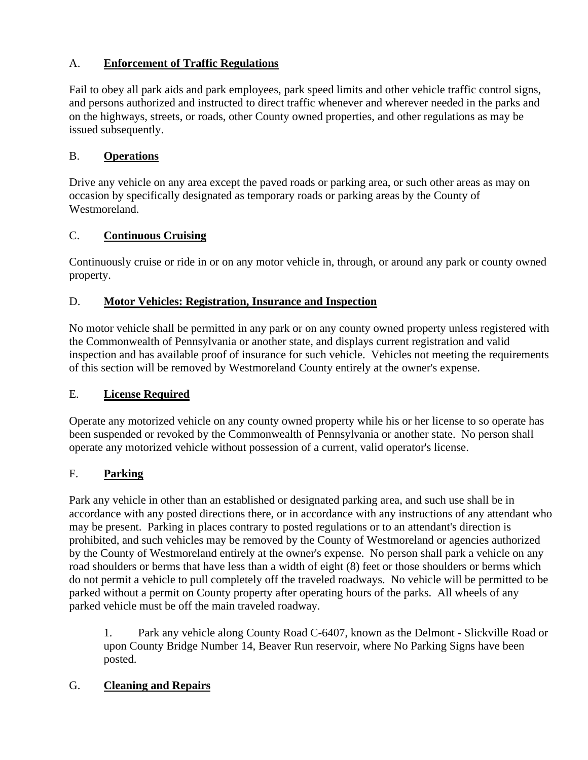A. **Enforcement of Traffic Regulations**

Fail to obey all park aids and park employees, park speed limits and other vehicle traffic control signs, and persons authorized and instructed to direct traffic whenever and wherever needed in the parks and on the highways, streets, or roads, other County owned properties, and other regulations as may be issued subsequently.

B. **Operations**

Drive any vehicle on any area except the paved roads or parking area, or such other areas as may on occasion by specifically designated as temporary roads or parking areas by the County of Westmoreland.

C. **Continuous Cruising**

Continuously cruise or ride in or on any motor vehicle in, through, or around any park or county owned property.

D. **Motor Vehicles: Registration, Insurance and Inspection**

No motor vehicle shall be permitted in any park or on any county owned property unless registered with the Commonwealth of Pennsylvania or another state, and displays current registration and valid inspection and has available proof of insurance for such vehicle. Vehicles not meeting the requirements of this section will be removed by Westmoreland County entirely at the owner's expense.

E. **License Required**

Operate any motorized vehicle on any county owned property while his or her license to so operate has been suspended or revoked by the Commonwealth of Pennsylvania or another state. No person shall operate any motorized vehicle without possession of a current, valid operator's license.

F. **Parking**

Park any vehicle in other than an established or designated parking area, and such use shall be in accordance with any posted directions there, or in accordance with any instructions of any attendant who may be present. Parking in places contrary to posted regulations or to an attendant's direction is prohibited, and such vehicles may be removed by the County of Westmoreland or agencies authorized by the County of Westmoreland entirely at the owner's expense. No person shall park a vehicle on any road shoulders or berms that have less than a width of eight (8) feet or those shoulders or berms which do not permit a vehicle to pull completely off the traveled roadways. No vehicle will be permitted to be parked without a permit on County property after operating hours of the parks. All wheels of any parked vehicle must be off the main traveled roadway.

1. Park any vehicle along County Road C-6407, known as the Delmont - Slickville Road or upon County Bridge Number 14, Beaver Run reservoir, where No Parking Signs have been posted.

G. **Cleaning and Repairs**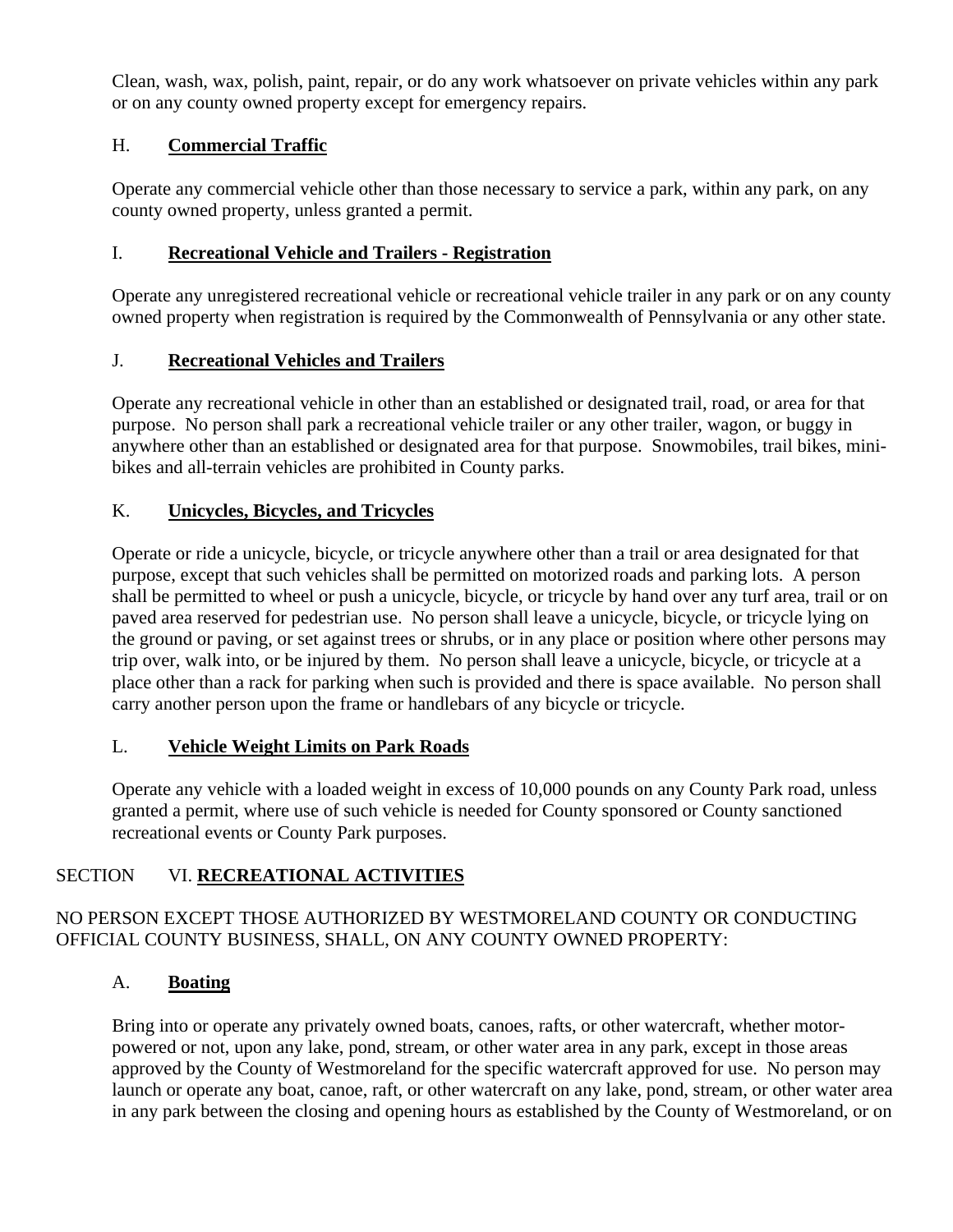Clean, wash, wax, polish, paint, repair, or do any work whatsoever on private vehicles within any park or on any county owned property except for emergency repairs.

H. **Commercial Traffic**

Operate any commercial vehicle other than those necessary to service a park, within any park, on any county owned property, unless granted a permit.

I. **Recreational Vehicle and Trailers - Registration**

Operate any unregistered recreational vehicle or recreational vehicle trailer in any park or on any county owned property when registration is required by the Commonwealth of Pennsylvania or any other state.

J. **Recreational Vehicles and Trailers**

Operate any recreational vehicle in other than an established or designated trail, road, or area for that purpose. No person shall park a recreational vehicle trailer or any other trailer, wagon, or buggy in anywhere other than an established or designated area for that purpose. Snowmobiles, trail bikes, mini-bikes and all-terrain vehicles are prohibited in County parks.

K. **Unicycles, Bicycles, and Tricycles**

Operate or ride a unicycle, bicycle, or tricycle anywhere other than a trail or area designated for that purpose, except that such vehicles shall be permitted on motorized roads and parking lots. A person shall be permitted to wheel or push a unicycle, bicycle, or tricycle by hand over any turf area, trail or on paved area reserved for pedestrian use. No person shall leave a unicycle, bicycle, or tricycle lying on the ground or paving, or set against trees or shrubs, or in any place or position where other persons may trip over, walk into, or be injured by them. No person shall leave a unicycle, bicycle, or tricycle at a place other than a rack for parking when such is provided and there is space available. No person shall carry another person upon the frame or handlebars of any bicycle or tricycle.

L. **Vehicle Weight Limits on Park Roads**

Operate any vehicle with a loaded weight in excess of 10,000 pounds on any County Park road, unless granted a permit, where use of such vehicle is needed for County sponsored or County sanctioned recreational events or County Park purposes.

## SECTION VI. **RECREATIONAL ACTIVITIES**

NO PERSON EXCEPT THOSE AUTHORIZED BY WESTMORELAND COUNTY OR CONDUCTING OFFICIAL COUNTY BUSINESS, SHALL, ON ANY COUNTY OWNED PROPERTY:

A. **Boating**

Bring into or operate any privately owned boats, canoes, rafts, or other watercraft, whether motor-powered or not, upon any lake, pond, stream, or other water area in any park, except in those areas approved by the County of Westmoreland for the specific watercraft approved for use. No person may launch or operate any boat, canoe, raft, or other watercraft on any lake, pond, stream, or other water area in any park between the closing and opening hours as established by the County of Westmoreland, or on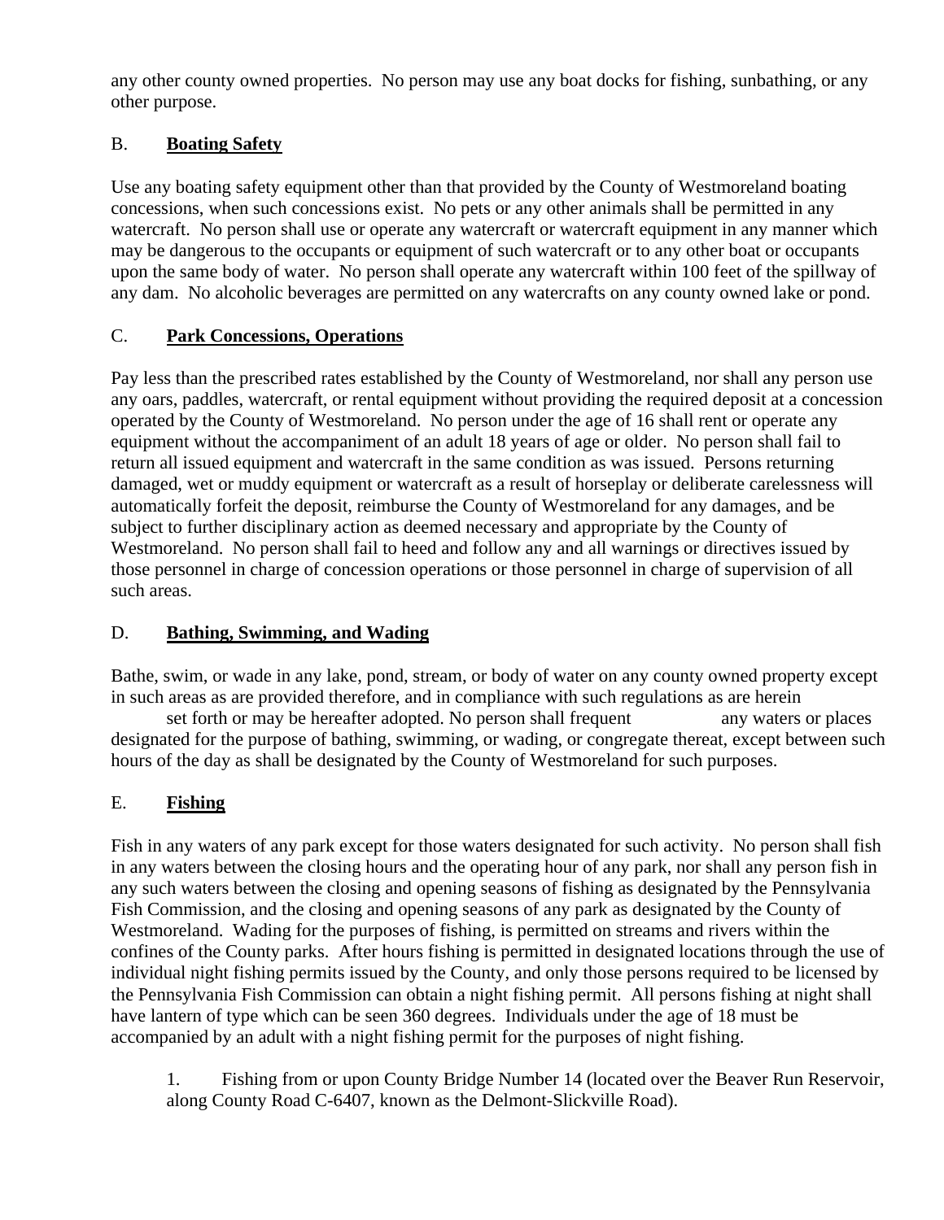any other county owned properties. No person may use any boat docks for fishing, sunbathing, or any other purpose.

B. **Boating Safety**

Use any boating safety equipment other than that provided by the County of Westmoreland boating concessions, when such concessions exist. No pets or any other animals shall be permitted in any watercraft. No person shall use or operate any watercraft or watercraft equipment in any manner which may be dangerous to the occupants or equipment of such watercraft or to any other boat or occupants upon the same body of water. No person shall operate any watercraft within 100 feet of the spillway of any dam. No alcoholic beverages are permitted on any watercrafts on any county owned lake or pond.

C. **Park Concessions, Operations**

Pay less than the prescribed rates established by the County of Westmoreland, nor shall any person use any oars, paddles, watercraft, or rental equipment without providing the required deposit at a concession operated by the County of Westmoreland. No person under the age of 16 shall rent or operate any equipment without the accompaniment of an adult 18 years of age or older. No person shall fail to return all issued equipment and watercraft in the same condition as was issued. Persons returning damaged, wet or muddy equipment or watercraft as a result of horseplay or deliberate carelessness will automatically forfeit the deposit, reimburse the County of Westmoreland for any damages, and be subject to further disciplinary action as deemed necessary and appropriate by the County of Westmoreland. No person shall fail to heed and follow any and all warnings or directives issued by those personnel in charge of concession operations or those personnel in charge of supervision of all such areas.

D. **Bathing, Swimming, and Wading**

Bathe, swim, or wade in any lake, pond, stream, or body of water on any county owned property except in such areas as are provided therefore, and in compliance with such regulations as are herein set forth or may be hereafter adopted. No person shall frequent any waters or places designated for the purpose of bathing, swimming, or wading, or congregate thereat, except between such hours of the day as shall be designated by the County of Westmoreland for such purposes.

E. **Fishing**

Fish in any waters of any park except for those waters designated for such activity. No person shall fish in any waters between the closing hours and the operating hour of any park, nor shall any person fish in any such waters between the closing and opening seasons of fishing as designated by the Pennsylvania Fish Commission, and the closing and opening seasons of any park as designated by the County of Westmoreland. Wading for the purposes of fishing, is permitted on streams and rivers within the confines of the County parks. After hours fishing is permitted in designated locations through the use of individual night fishing permits issued by the County, and only those persons required to be licensed by the Pennsylvania Fish Commission can obtain a night fishing permit. All persons fishing at night shall have lantern of type which can be seen 360 degrees. Individuals under the age of 18 must be accompanied by an adult with a night fishing permit for the purposes of night fishing.

1. Fishing from or upon County Bridge Number 14 (located over the Beaver Run Reservoir, along County Road C-6407, known as the Delmont-Slickville Road).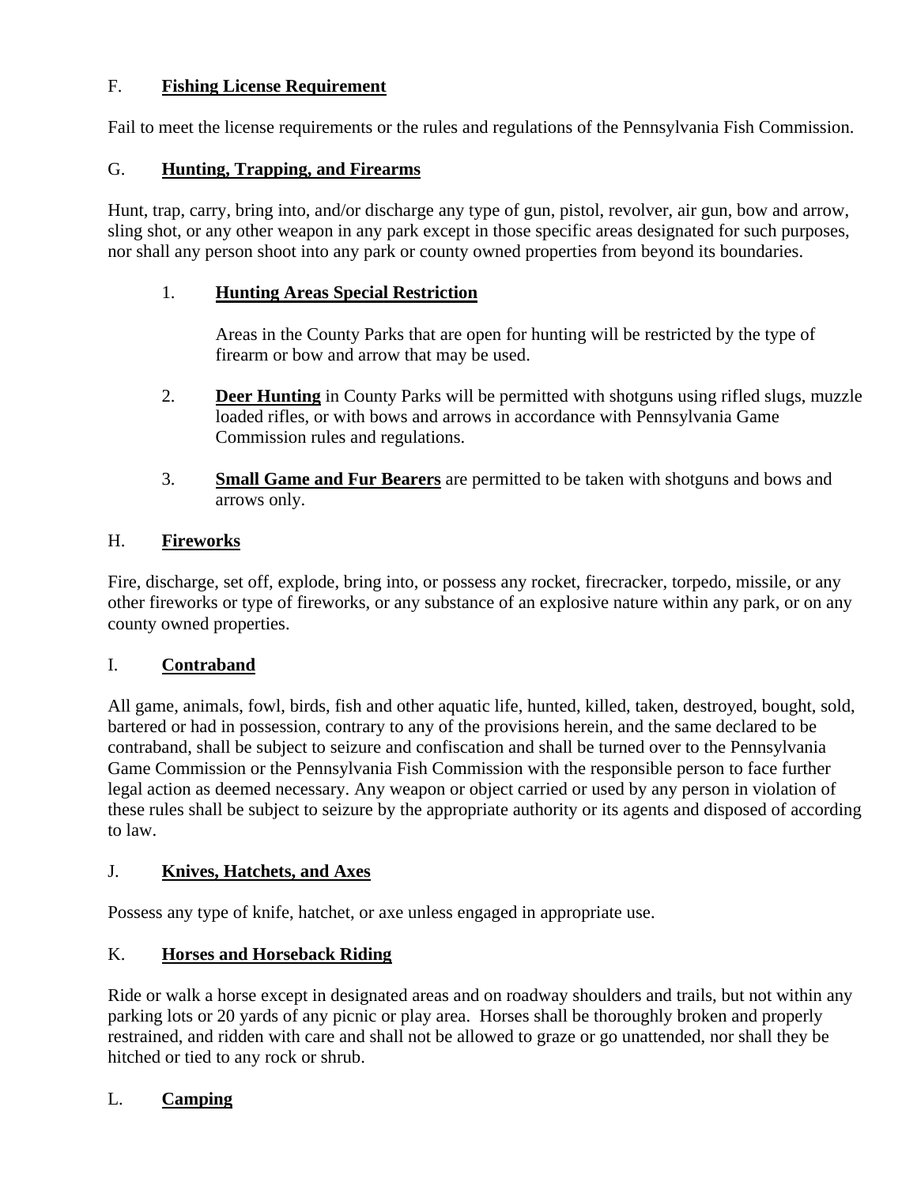## F. **Fishing License Requirement**

Fail to meet the license requirements or the rules and regulations of the Pennsylvania Fish Commission.

## G. **Hunting, Trapping, and Firearms**

Hunt, trap, carry, bring into, and/or discharge any type of gun, pistol, revolver, air gun, bow and arrow, sling shot, or any other weapon in any park except in those specific areas designated for such purposes, nor shall any person shoot into any park or county owned properties from beyond its boundaries.

1. **Hunting Areas Special Restriction**

   Areas in the County Parks that are open for hunting will be restricted by the type of firearm or bow and arrow that may be used.

2. **Deer Hunting** in County Parks will be permitted with shotguns using rifled slugs, muzzle loaded rifles, or with bows and arrows in accordance with Pennsylvania Game Commission rules and regulations.

3. **Small Game and Fur Bearers** are permitted to be taken with shotguns and bows and arrows only.

## H. **Fireworks**

Fire, discharge, set off, explode, bring into, or possess any rocket, firecracker, torpedo, missile, or any other fireworks or type of fireworks, or any substance of an explosive nature within any park, or on any county owned properties.

## I. **Contraband**

All game, animals, fowl, birds, fish and other aquatic life, hunted, killed, taken, destroyed, bought, sold, bartered or had in possession, contrary to any of the provisions herein, and the same declared to be contraband, shall be subject to seizure and confiscation and shall be turned over to the Pennsylvania Game Commission or the Pennsylvania Fish Commission with the responsible person to face further legal action as deemed necessary. Any weapon or object carried or used by any person in violation of these rules shall be subject to seizure by the appropriate authority or its agents and disposed of according to law.

## J. **Knives, Hatchets, and Axes**

Possess any type of knife, hatchet, or axe unless engaged in appropriate use.

## K. **Horses and Horseback Riding**

Ride or walk a horse except in designated areas and on roadway shoulders and trails, but not within any parking lots or 20 yards of any picnic or play area. Horses shall be thoroughly broken and properly restrained, and ridden with care and shall not be allowed to graze or go unattended, nor shall they be hitched or tied to any rock or shrub.

## L. **Camping**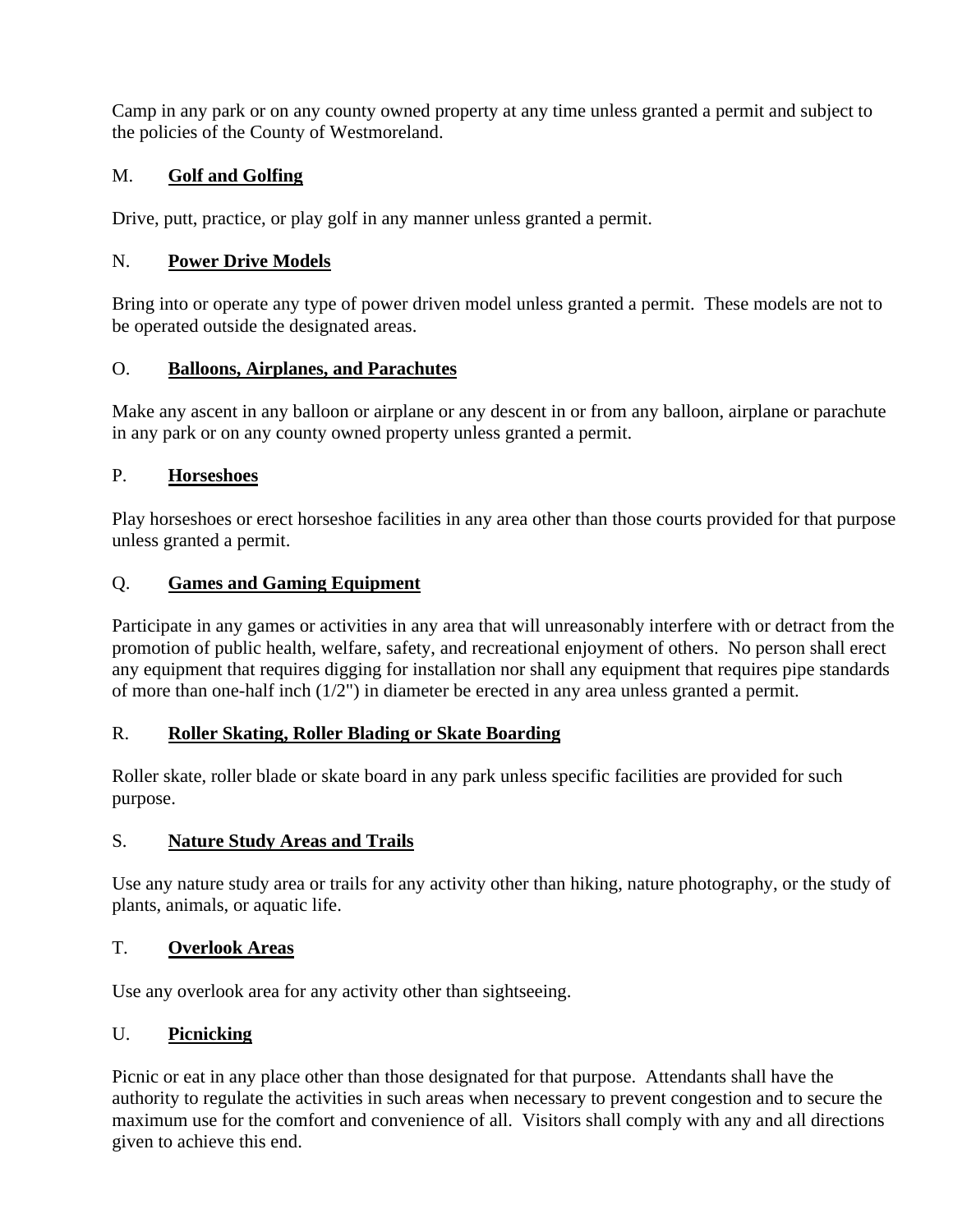Camp in any park or on any county owned property at any time unless granted a permit and subject to the policies of the County of Westmoreland.

M. **Golf and Golfing**

Drive, putt, practice, or play golf in any manner unless granted a permit.

N. **Power Drive Models**

Bring into or operate any type of power driven model unless granted a permit. These models are not to be operated outside the designated areas.

O. **Balloons, Airplanes, and Parachutes**

Make any ascent in any balloon or airplane or any descent in or from any balloon, airplane or parachute in any park or on any county owned property unless granted a permit.

P. **Horseshoes**

Play horseshoes or erect horseshoe facilities in any area other than those courts provided for that purpose unless granted a permit.

Q. **Games and Gaming Equipment**

Participate in any games or activities in any area that will unreasonably interfere with or detract from the promotion of public health, welfare, safety, and recreational enjoyment of others. No person shall erect any equipment that requires digging for installation nor shall any equipment that requires pipe standards of more than one-half inch (1/2") in diameter be erected in any area unless granted a permit.

R. **Roller Skating, Roller Blading or Skate Boarding**

Roller skate, roller blade or skate board in any park unless specific facilities are provided for such purpose.

S. **Nature Study Areas and Trails**

Use any nature study area or trails for any activity other than hiking, nature photography, or the study of plants, animals, or aquatic life.

T. **Overlook Areas**

Use any overlook area for any activity other than sightseeing.

U. **Picnicking**

Picnic or eat in any place other than those designated for that purpose. Attendants shall have the authority to regulate the activities in such areas when necessary to prevent congestion and to secure the maximum use for the comfort and convenience of all. Visitors shall comply with any and all directions given to achieve this end.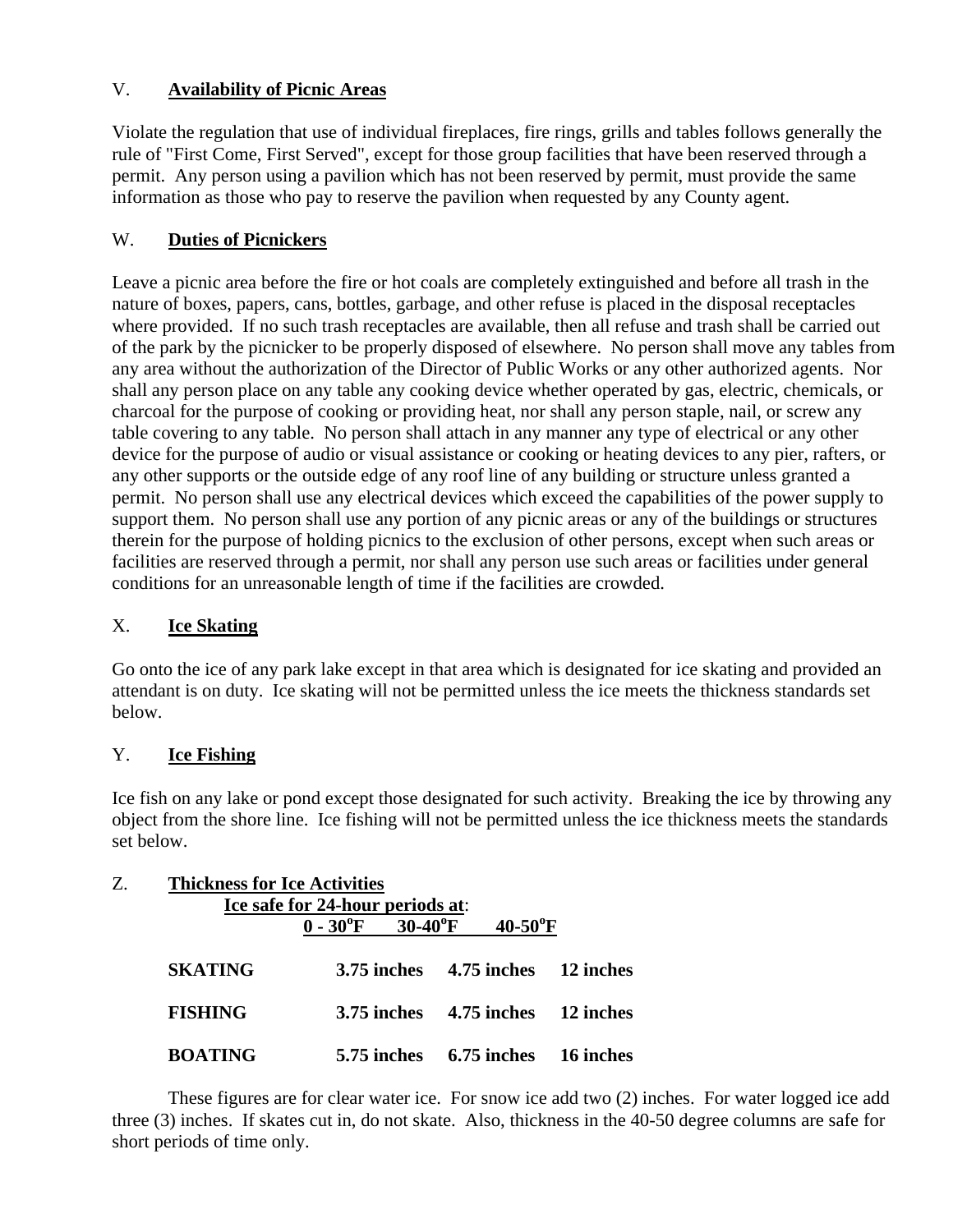## V. Availability of Picnic Areas

Violate the regulation that use of individual fireplaces, fire rings, grills and tables follows generally the rule of "First Come, First Served", except for those group facilities that have been reserved through a permit. Any person using a pavilion which has not been reserved by permit, must provide the same information as those who pay to reserve the pavilion when requested by any County agent.

## W. Duties of Picnickers

Leave a picnic area before the fire or hot coals are completely extinguished and before all trash in the nature of boxes, papers, cans, bottles, garbage, and other refuse is placed in the disposal receptacles where provided. If no such trash receptacles are available, then all refuse and trash shall be carried out of the park by the picnicker to be properly disposed of elsewhere. No person shall move any tables from any area without the authorization of the Director of Public Works or any other authorized agents. Nor shall any person place on any table any cooking device whether operated by gas, electric, chemicals, or charcoal for the purpose of cooking or providing heat, nor shall any person staple, nail, or screw any table covering to any table. No person shall attach in any manner any type of electrical or any other device for the purpose of audio or visual assistance or cooking or heating devices to any pier, rafters, or any other supports or the outside edge of any roof line of any building or structure unless granted a permit. No person shall use any electrical devices which exceed the capabilities of the power supply to support them. No person shall use any portion of any picnic areas or any of the buildings or structures therein for the purpose of holding picnics to the exclusion of other persons, except when such areas or facilities are reserved through a permit, nor shall any person use such areas or facilities under general conditions for an unreasonable length of time if the facilities are crowded.

## X. Ice Skating

Go onto the ice of any park lake except in that area which is designated for ice skating and provided an attendant is on duty. Ice skating will not be permitted unless the ice meets the thickness standards set below.

## Y. Ice Fishing

Ice fish on any lake or pond except those designated for such activity. Breaking the ice by throwing any object from the shore line. Ice fishing will not be permitted unless the ice thickness meets the standards set below.

## Z. Thickness for Ice Activities

**Ice safe for 24-hour periods at:**

| | **0 - 30°F** | **30-40°F** | **40-50°F** |
|---|---|---|---|
| **SKATING** | 3.75 inches | 4.75 inches | 12 inches |
| **FISHING** | 3.75 inches | 4.75 inches | 12 inches |
| **BOATING** | 5.75 inches | 6.75 inches | 16 inches |

These figures are for clear water ice. For snow ice add two (2) inches. For water logged ice add three (3) inches. If skates cut in, do not skate. Also, thickness in the 40-50 degree columns are safe for short periods of time only.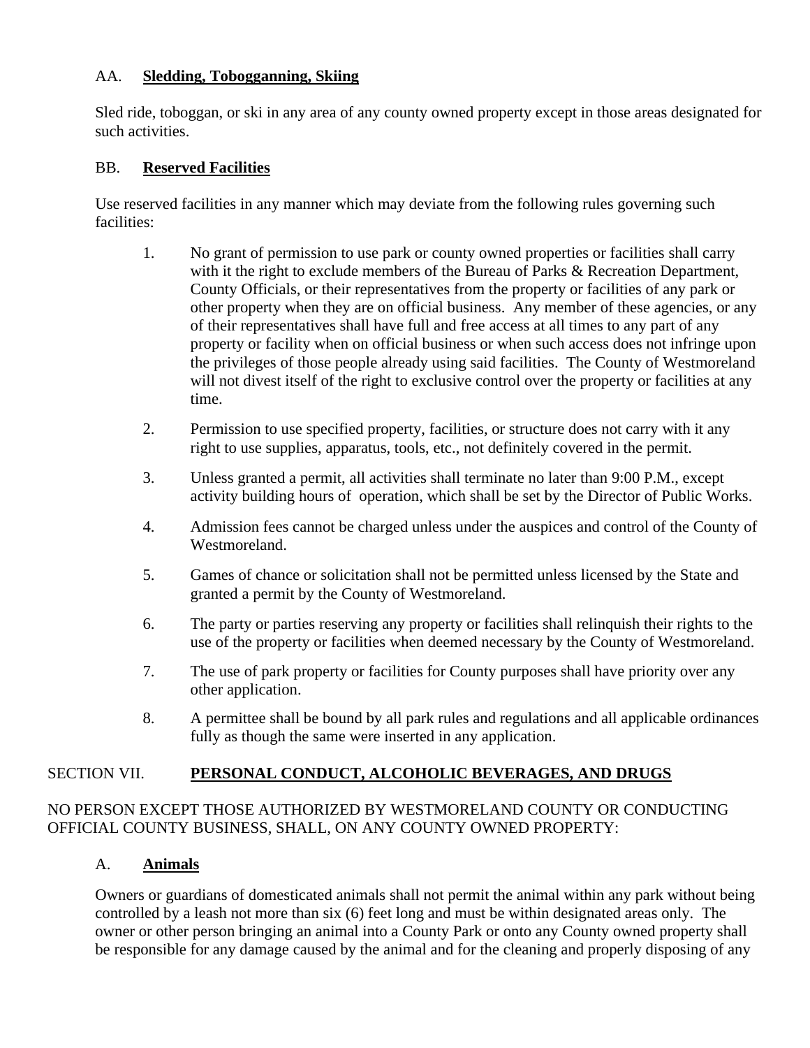AA. **Sledding, Tobogganning, Skiing**

Sled ride, toboggan, or ski in any area of any county owned property except in those areas designated for such activities.

BB. **Reserved Facilities**

Use reserved facilities in any manner which may deviate from the following rules governing such facilities:

1. No grant of permission to use park or county owned properties or facilities shall carry with it the right to exclude members of the Bureau of Parks & Recreation Department, County Officials, or their representatives from the property or facilities of any park or other property when they are on official business. Any member of these agencies, or any of their representatives shall have full and free access at all times to any part of any property or facility when on official business or when such access does not infringe upon the privileges of those people already using said facilities. The County of Westmoreland will not divest itself of the right to exclusive control over the property or facilities at any time.
2. Permission to use specified property, facilities, or structure does not carry with it any right to use supplies, apparatus, tools, etc., not definitely covered in the permit.
3. Unless granted a permit, all activities shall terminate no later than 9:00 P.M., except activity building hours of operation, which shall be set by the Director of Public Works.
4. Admission fees cannot be charged unless under the auspices and control of the County of Westmoreland.
5. Games of chance or solicitation shall not be permitted unless licensed by the State and granted a permit by the County of Westmoreland.
6. The party or parties reserving any property or facilities shall relinquish their rights to the use of the property or facilities when deemed necessary by the County of Westmoreland.
7. The use of park property or facilities for County purposes shall have priority over any other application.
8. A permittee shall be bound by all park rules and regulations and all applicable ordinances fully as though the same were inserted in any application.

## SECTION VII. **PERSONAL CONDUCT, ALCOHOLIC BEVERAGES, AND DRUGS**

NO PERSON EXCEPT THOSE AUTHORIZED BY WESTMORELAND COUNTY OR CONDUCTING OFFICIAL COUNTY BUSINESS, SHALL, ON ANY COUNTY OWNED PROPERTY:

A. **Animals**

Owners or guardians of domesticated animals shall not permit the animal within any park without being controlled by a leash not more than six (6) feet long and must be within designated areas only. The owner or other person bringing an animal into a County Park or onto any County owned property shall be responsible for any damage caused by the animal and for the cleaning and properly disposing of any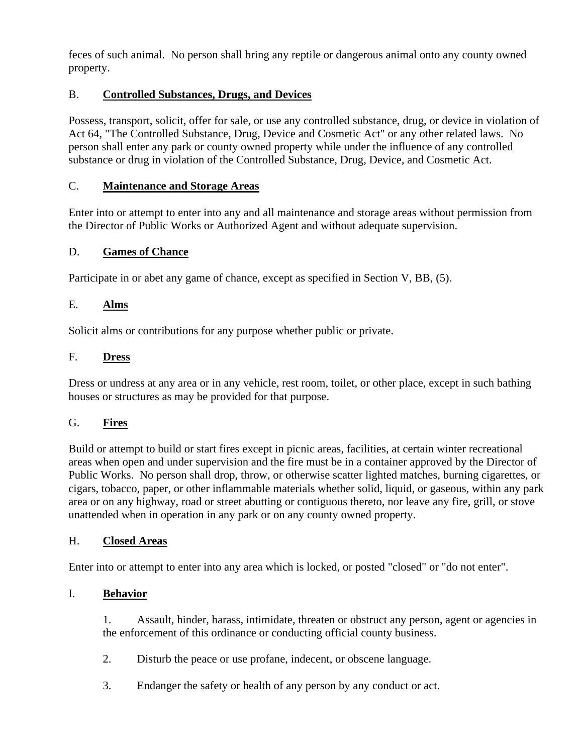feces of such animal. No person shall bring any reptile or dangerous animal onto any county owned property.

B. **Controlled Substances, Drugs, and Devices**

Possess, transport, solicit, offer for sale, or use any controlled substance, drug, or device in violation of Act 64, "The Controlled Substance, Drug, Device and Cosmetic Act" or any other related laws. No person shall enter any park or county owned property while under the influence of any controlled substance or drug in violation of the Controlled Substance, Drug, Device, and Cosmetic Act.

C. **Maintenance and Storage Areas**

Enter into or attempt to enter into any and all maintenance and storage areas without permission from the Director of Public Works or Authorized Agent and without adequate supervision.

D. **Games of Chance**

Participate in or abet any game of chance, except as specified in Section V, BB, (5).

E. **Alms**

Solicit alms or contributions for any purpose whether public or private.

F. **Dress**

Dress or undress at any area or in any vehicle, rest room, toilet, or other place, except in such bathing houses or structures as may be provided for that purpose.

G. **Fires**

Build or attempt to build or start fires except in picnic areas, facilities, at certain winter recreational areas when open and under supervision and the fire must be in a container approved by the Director of Public Works. No person shall drop, throw, or otherwise scatter lighted matches, burning cigarettes, or cigars, tobacco, paper, or other inflammable materials whether solid, liquid, or gaseous, within any park area or on any highway, road or street abutting or contiguous thereto, nor leave any fire, grill, or stove unattended when in operation in any park or on any county owned property.

H. **Closed Areas**

Enter into or attempt to enter into any area which is locked, or posted "closed" or "do not enter".

I. **Behavior**

1. Assault, hinder, harass, intimidate, threaten or obstruct any person, agent or agencies in the enforcement of this ordinance or conducting official county business.

2. Disturb the peace or use profane, indecent, or obscene language.

3. Endanger the safety or health of any person by any conduct or act.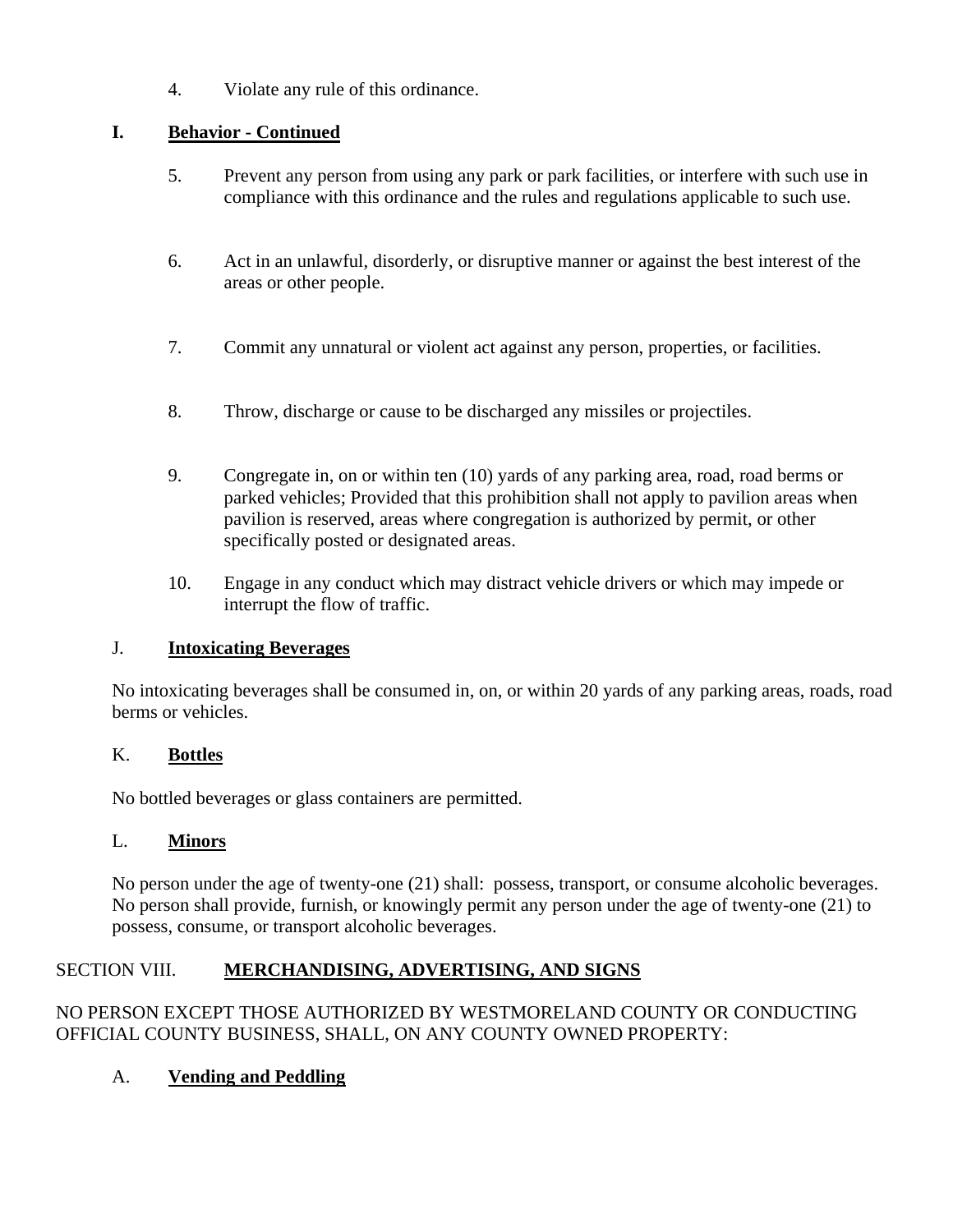4. Violate any rule of this ordinance.

**I. <u>Behavior - Continued</u>**

5. Prevent any person from using any park or park facilities, or interfere with such use in compliance with this ordinance and the rules and regulations applicable to such use.

6. Act in an unlawful, disorderly, or disruptive manner or against the best interest of the areas or other people.

7. Commit any unnatural or violent act against any person, properties, or facilities.

8. Throw, discharge or cause to be discharged any missiles or projectiles.

9. Congregate in, on or within ten (10) yards of any parking area, road, road berms or parked vehicles; Provided that this prohibition shall not apply to pavilion areas when pavilion is reserved, areas where congregation is authorized by permit, or other specifically posted or designated areas.

10. Engage in any conduct which may distract vehicle drivers or which may impede or interrupt the flow of traffic.

J. **<u>Intoxicating Beverages</u>**

No intoxicating beverages shall be consumed in, on, or within 20 yards of any parking areas, roads, road berms or vehicles.

K. **<u>Bottles</u>**

No bottled beverages or glass containers are permitted.

L. **<u>Minors</u>**

No person under the age of twenty-one (21) shall: possess, transport, or consume alcoholic beverages. No person shall provide, furnish, or knowingly permit any person under the age of twenty-one (21) to possess, consume, or transport alcoholic beverages.

## SECTION VIII. <u>MERCHANDISING, ADVERTISING, AND SIGNS</u>

NO PERSON EXCEPT THOSE AUTHORIZED BY WESTMORELAND COUNTY OR CONDUCTING OFFICIAL COUNTY BUSINESS, SHALL, ON ANY COUNTY OWNED PROPERTY:

A. **<u>Vending and Peddling</u>**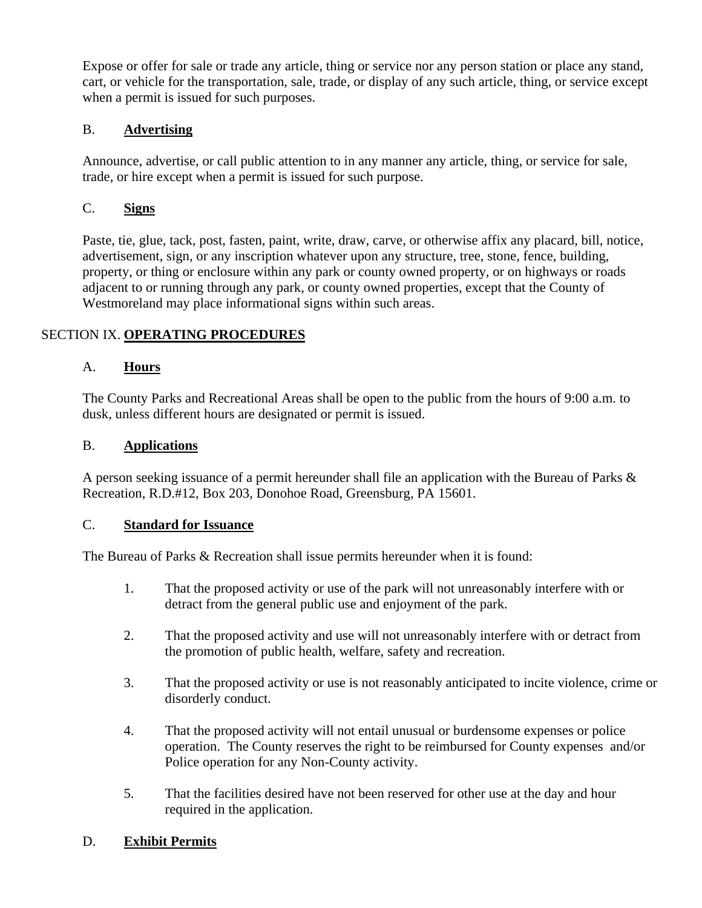Expose or offer for sale or trade any article, thing or service nor any person station or place any stand, cart, or vehicle for the transportation, sale, trade, or display of any such article, thing, or service except when a permit is issued for such purposes.

B. **Advertising**

Announce, advertise, or call public attention to in any manner any article, thing, or service for sale, trade, or hire except when a permit is issued for such purpose.

C. **Signs**

Paste, tie, glue, tack, post, fasten, paint, write, draw, carve, or otherwise affix any placard, bill, notice, advertisement, sign, or any inscription whatever upon any structure, tree, stone, fence, building, property, or thing or enclosure within any park or county owned property, or on highways or roads adjacent to or running through any park, or county owned properties, except that the County of Westmoreland may place informational signs within such areas.

## SECTION IX. **OPERATING PROCEDURES**

A. **Hours**

The County Parks and Recreational Areas shall be open to the public from the hours of 9:00 a.m. to dusk, unless different hours are designated or permit is issued.

B. **Applications**

A person seeking issuance of a permit hereunder shall file an application with the Bureau of Parks & Recreation, R.D.#12, Box 203, Donohoe Road, Greensburg, PA 15601.

C. **Standard for Issuance**

The Bureau of Parks & Recreation shall issue permits hereunder when it is found:

1. That the proposed activity or use of the park will not unreasonably interfere with or detract from the general public use and enjoyment of the park.

2. That the proposed activity and use will not unreasonably interfere with or detract from the promotion of public health, welfare, safety and recreation.

3. That the proposed activity or use is not reasonably anticipated to incite violence, crime or disorderly conduct.

4. That the proposed activity will not entail unusual or burdensome expenses or police operation. The County reserves the right to be reimbursed for County expenses and/or Police operation for any Non-County activity.

5. That the facilities desired have not been reserved for other use at the day and hour required in the application.

D. **Exhibit Permits**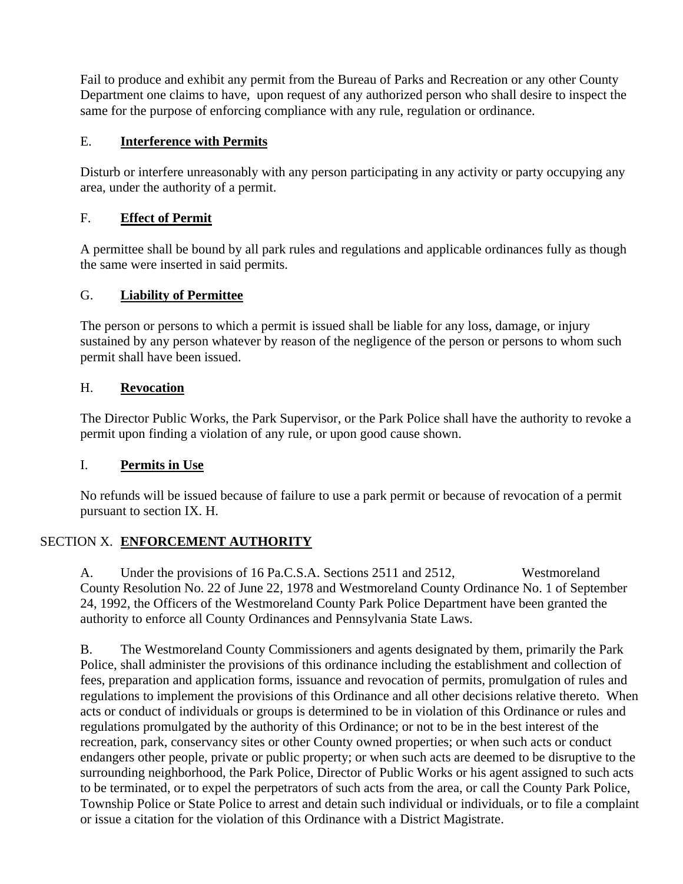Fail to produce and exhibit any permit from the Bureau of Parks and Recreation or any other County Department one claims to have, upon request of any authorized person who shall desire to inspect the same for the purpose of enforcing compliance with any rule, regulation or ordinance.

E. **Interference with Permits**

Disturb or interfere unreasonably with any person participating in any activity or party occupying any area, under the authority of a permit.

F. **Effect of Permit**

A permittee shall be bound by all park rules and regulations and applicable ordinances fully as though the same were inserted in said permits.

G. **Liability of Permittee**

The person or persons to which a permit is issued shall be liable for any loss, damage, or injury sustained by any person whatever by reason of the negligence of the person or persons to whom such permit shall have been issued.

H. **Revocation**

The Director Public Works, the Park Supervisor, or the Park Police shall have the authority to revoke a permit upon finding a violation of any rule, or upon good cause shown.

I. **Permits in Use**

No refunds will be issued because of failure to use a park permit or because of revocation of a permit pursuant to section IX. H.

## SECTION X. **ENFORCEMENT AUTHORITY**

A. Under the provisions of 16 Pa.C.S.A. Sections 2511 and 2512, Westmoreland County Resolution No. 22 of June 22, 1978 and Westmoreland County Ordinance No. 1 of September 24, 1992, the Officers of the Westmoreland County Park Police Department have been granted the authority to enforce all County Ordinances and Pennsylvania State Laws.

B. The Westmoreland County Commissioners and agents designated by them, primarily the Park Police, shall administer the provisions of this ordinance including the establishment and collection of fees, preparation and application forms, issuance and revocation of permits, promulgation of rules and regulations to implement the provisions of this Ordinance and all other decisions relative thereto. When acts or conduct of individuals or groups is determined to be in violation of this Ordinance or rules and regulations promulgated by the authority of this Ordinance; or not to be in the best interest of the recreation, park, conservancy sites or other County owned properties; or when such acts or conduct endangers other people, private or public property; or when such acts are deemed to be disruptive to the surrounding neighborhood, the Park Police, Director of Public Works or his agent assigned to such acts to be terminated, or to expel the perpetrators of such acts from the area, or call the County Park Police, Township Police or State Police to arrest and detain such individual or individuals, or to file a complaint or issue a citation for the violation of this Ordinance with a District Magistrate.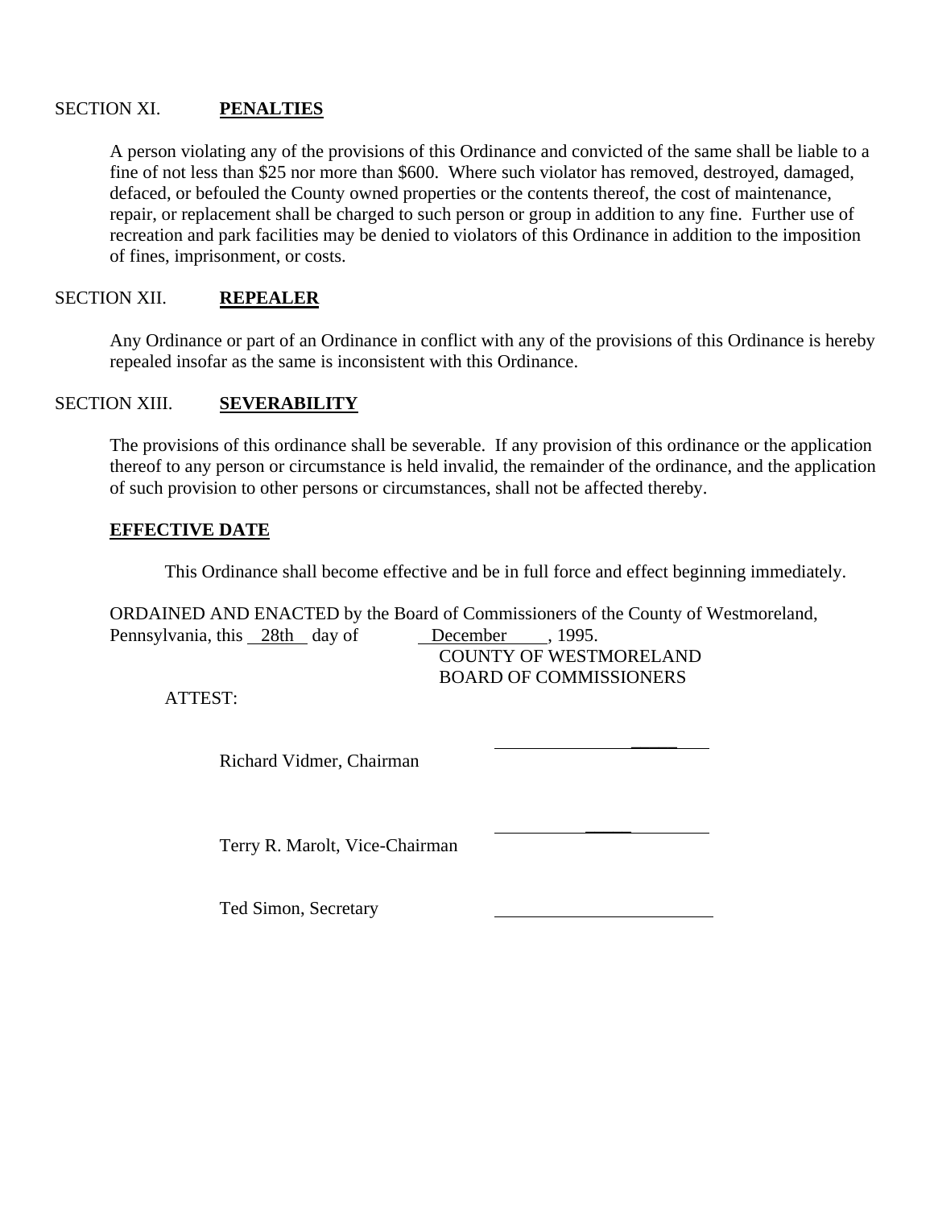SECTION XI. **PENALTIES**

A person violating any of the provisions of this Ordinance and convicted of the same shall be liable to a fine of not less than $25 nor more than $600. Where such violator has removed, destroyed, damaged, defaced, or befouled the County owned properties or the contents thereof, the cost of maintenance, repair, or replacement shall be charged to such person or group in addition to any fine. Further use of recreation and park facilities may be denied to violators of this Ordinance in addition to the imposition of fines, imprisonment, or costs.

SECTION XII. **REPEALER**

Any Ordinance or part of an Ordinance in conflict with any of the provisions of this Ordinance is hereby repealed insofar as the same is inconsistent with this Ordinance.

SECTION XIII. **SEVERABILITY**

The provisions of this ordinance shall be severable. If any provision of this ordinance or the application thereof to any person or circumstance is held invalid, the remainder of the ordinance, and the application of such provision to other persons or circumstances, shall not be affected thereby.

**EFFECTIVE DATE**

This Ordinance shall become effective and be in full force and effect beginning immediately.

ORDAINED AND ENACTED by the Board of Commissioners of the County of Westmoreland, Pennsylvania, this 28th day of December, 1995.

COUNTY OF WESTMORELAND
BOARD OF COMMISSIONERS

ATTEST:

Richard Vidmer, Chairman ____________________

Terry R. Marolt, Vice-Chairman ____________________

Ted Simon, Secretary ____________________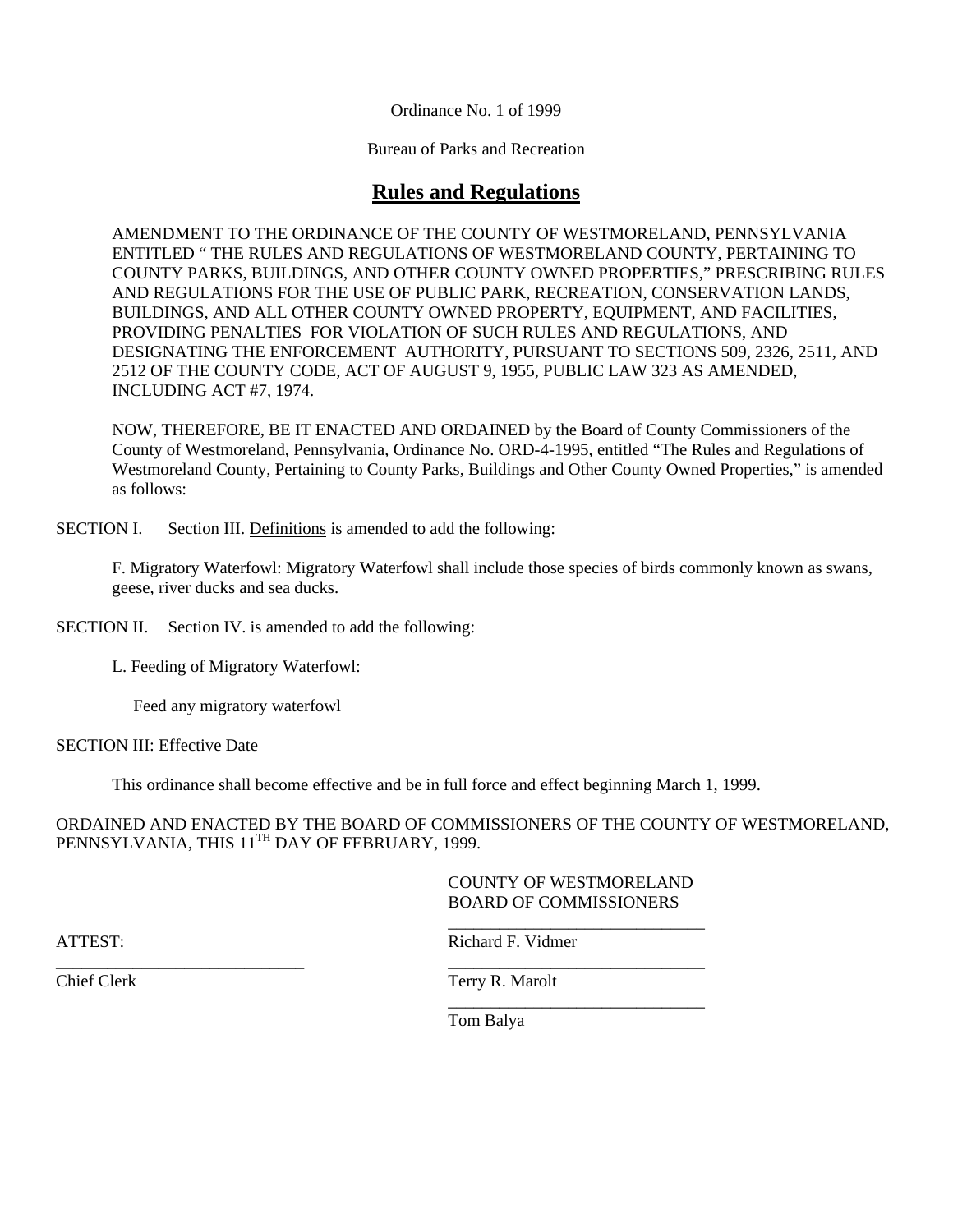Ordinance No. 1 of 1999

Bureau of Parks and Recreation

## Rules and Regulations

AMENDMENT TO THE ORDINANCE OF THE COUNTY OF WESTMORELAND, PENNSYLVANIA ENTITLED " THE RULES AND REGULATIONS OF WESTMORELAND COUNTY, PERTAINING TO COUNTY PARKS, BUILDINGS, AND OTHER COUNTY OWNED PROPERTIES," PRESCRIBING RULES AND REGULATIONS FOR THE USE OF PUBLIC PARK, RECREATION, CONSERVATION LANDS, BUILDINGS, AND ALL OTHER COUNTY OWNED PROPERTY, EQUIPMENT, AND FACILITIES, PROVIDING PENALTIES FOR VIOLATION OF SUCH RULES AND REGULATIONS, AND DESIGNATING THE ENFORCEMENT AUTHORITY, PURSUANT TO SECTIONS 509, 2326, 2511, AND 2512 OF THE COUNTY CODE, ACT OF AUGUST 9, 1955, PUBLIC LAW 323 AS AMENDED, INCLUDING ACT #7, 1974.

NOW, THEREFORE, BE IT ENACTED AND ORDAINED by the Board of County Commissioners of the County of Westmoreland, Pennsylvania, Ordinance No. ORD-4-1995, entitled "The Rules and Regulations of Westmoreland County, Pertaining to County Parks, Buildings and Other County Owned Properties," is amended as follows:

SECTION I. Section III. Definitions is amended to add the following:

F. Migratory Waterfowl: Migratory Waterfowl shall include those species of birds commonly known as swans, geese, river ducks and sea ducks.

SECTION II. Section IV. is amended to add the following:

L. Feeding of Migratory Waterfowl:

Feed any migratory waterfowl

SECTION III: Effective Date

This ordinance shall become effective and be in full force and effect beginning March 1, 1999.

ORDAINED AND ENACTED BY THE BOARD OF COMMISSIONERS OF THE COUNTY OF WESTMORELAND, PENNSYLVANIA, THIS 11TH DAY OF FEBRUARY, 1999.

COUNTY OF WESTMORELAND
BOARD OF COMMISSIONERS

ATTEST:

\_\_\_\_\_\_\_\_\_\_\_\_\_\_\_\_\_\_\_\_\_\_\_\_\_\_\_\_\_\_
Chief Clerk

\_\_\_\_\_\_\_\_\_\_\_\_\_\_\_\_\_\_\_\_\_\_\_\_\_\_\_\_\_\_
Richard F. Vidmer

\_\_\_\_\_\_\_\_\_\_\_\_\_\_\_\_\_\_\_\_\_\_\_\_\_\_\_\_\_\_
Terry R. Marolt

\_\_\_\_\_\_\_\_\_\_\_\_\_\_\_\_\_\_\_\_\_\_\_\_\_\_\_\_\_\_
Tom Balya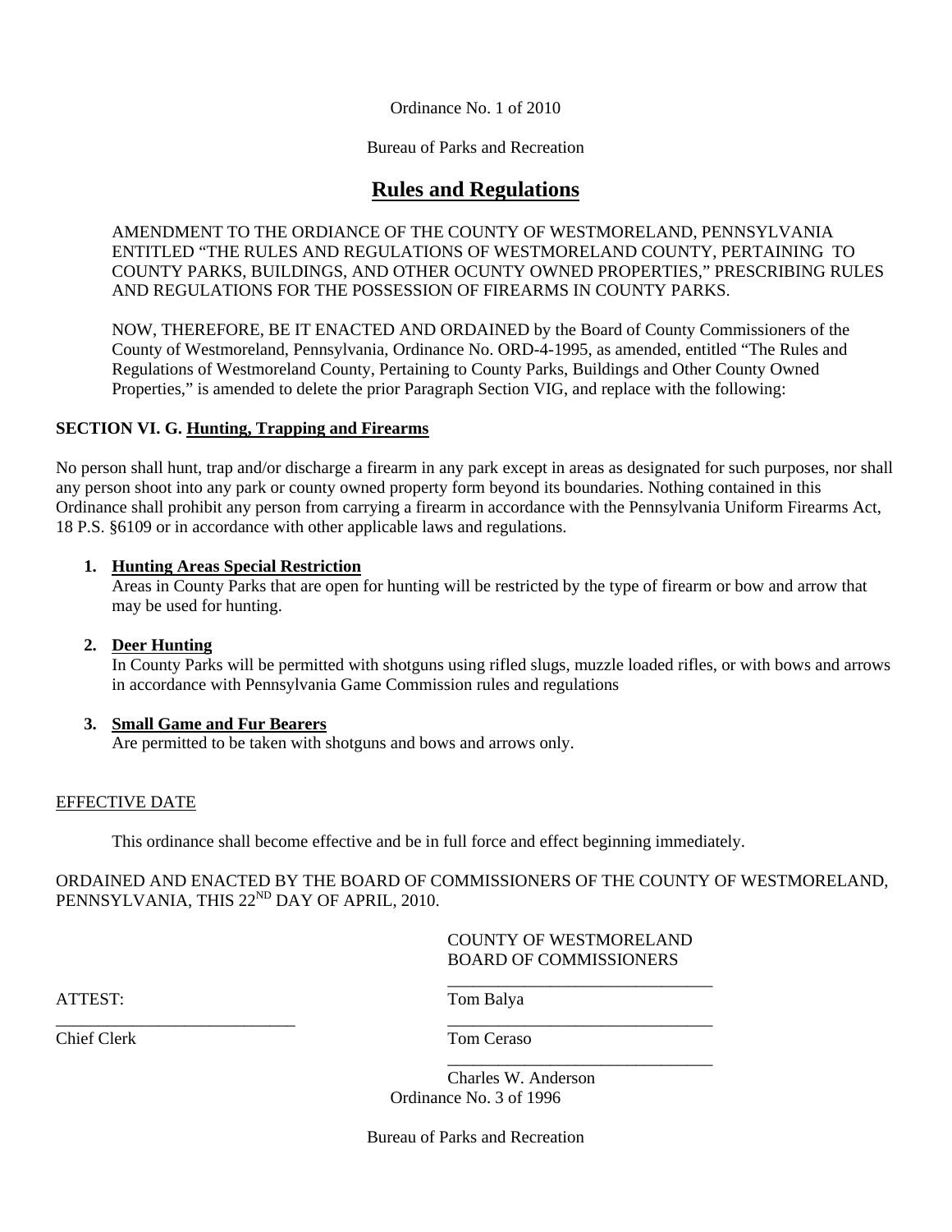Ordinance No. 1 of 2010

Bureau of Parks and Recreation

# Rules and Regulations

AMENDMENT TO THE ORDIANCE OF THE COUNTY OF WESTMORELAND, PENNSYLVANIA ENTITLED "THE RULES AND REGULATIONS OF WESTMORELAND COUNTY, PERTAINING TO COUNTY PARKS, BUILDINGS, AND OTHER OCUNTY OWNED PROPERTIES," PRESCRIBING RULES AND REGULATIONS FOR THE POSSESSION OF FIREARMS IN COUNTY PARKS.

NOW, THEREFORE, BE IT ENACTED AND ORDAINED by the Board of County Commissioners of the County of Westmoreland, Pennsylvania, Ordinance No. ORD-4-1995, as amended, entitled "The Rules and Regulations of Westmoreland County, Pertaining to County Parks, Buildings and Other County Owned Properties," is amended to delete the prior Paragraph Section VIG, and replace with the following:

**SECTION VI. G. Hunting, Trapping and Firearms**

No person shall hunt, trap and/or discharge a firearm in any park except in areas as designated for such purposes, nor shall any person shoot into any park or county owned property form beyond its boundaries. Nothing contained in this Ordinance shall prohibit any person from carrying a firearm in accordance with the Pennsylvania Uniform Firearms Act, 18 P.S. §6109 or in accordance with other applicable laws and regulations.

1. **Hunting Areas Special Restriction**
   Areas in County Parks that are open for hunting will be restricted by the type of firearm or bow and arrow that may be used for hunting.

2. **Deer Hunting**
   In County Parks will be permitted with shotguns using rifled slugs, muzzle loaded rifles, or with bows and arrows in accordance with Pennsylvania Game Commission rules and regulations

3. **Small Game and Fur Bearers**
   Are permitted to be taken with shotguns and bows and arrows only.

EFFECTIVE DATE

This ordinance shall become effective and be in full force and effect beginning immediately.

ORDAINED AND ENACTED BY THE BOARD OF COMMISSIONERS OF THE COUNTY OF WESTMORELAND, PENNSYLVANIA, THIS 22ND DAY OF APRIL, 2010.

COUNTY OF WESTMORELAND
BOARD OF COMMISSIONERS

ATTEST:

\_\_\_\_\_\_\_\_\_\_\_\_\_\_\_\_\_\_\_\_\_\_\_\_\_\_\_\_
Chief Clerk

\_\_\_\_\_\_\_\_\_\_\_\_\_\_\_\_\_\_\_\_\_\_\_\_\_\_\_\_
Tom Balya

\_\_\_\_\_\_\_\_\_\_\_\_\_\_\_\_\_\_\_\_\_\_\_\_\_\_\_\_
Tom Ceraso

\_\_\_\_\_\_\_\_\_\_\_\_\_\_\_\_\_\_\_\_\_\_\_\_\_\_\_\_
Charles W. Anderson

Ordinance No. 3 of 1996

Bureau of Parks and Recreation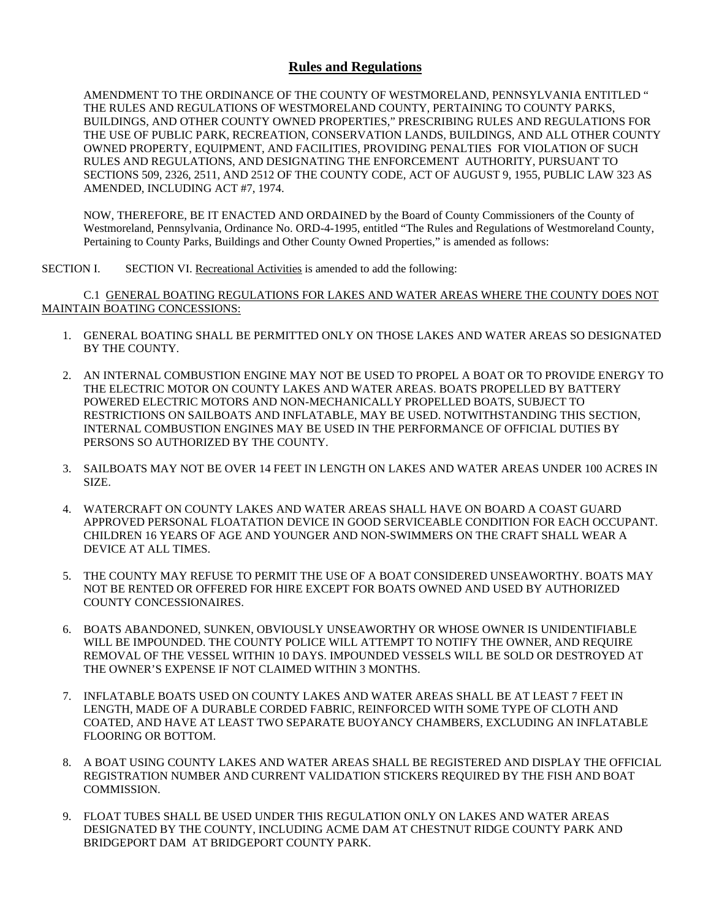## Rules and Regulations

AMENDMENT TO THE ORDINANCE OF THE COUNTY OF WESTMORELAND, PENNSYLVANIA ENTITLED " THE RULES AND REGULATIONS OF WESTMORELAND COUNTY, PERTAINING TO COUNTY PARKS, BUILDINGS, AND OTHER COUNTY OWNED PROPERTIES," PRESCRIBING RULES AND REGULATIONS FOR THE USE OF PUBLIC PARK, RECREATION, CONSERVATION LANDS, BUILDINGS, AND ALL OTHER COUNTY OWNED PROPERTY, EQUIPMENT, AND FACILITIES, PROVIDING PENALTIES FOR VIOLATION OF SUCH RULES AND REGULATIONS, AND DESIGNATING THE ENFORCEMENT AUTHORITY, PURSUANT TO SECTIONS 509, 2326, 2511, AND 2512 OF THE COUNTY CODE, ACT OF AUGUST 9, 1955, PUBLIC LAW 323 AS AMENDED, INCLUDING ACT #7, 1974.

NOW, THEREFORE, BE IT ENACTED AND ORDAINED by the Board of County Commissioners of the County of Westmoreland, Pennsylvania, Ordinance No. ORD-4-1995, entitled "The Rules and Regulations of Westmoreland County, Pertaining to County Parks, Buildings and Other County Owned Properties," is amended as follows:

SECTION I. SECTION VI. Recreational Activities is amended to add the following:

C.1 GENERAL BOATING REGULATIONS FOR LAKES AND WATER AREAS WHERE THE COUNTY DOES NOT MAINTAIN BOATING CONCESSIONS:

1. GENERAL BOATING SHALL BE PERMITTED ONLY ON THOSE LAKES AND WATER AREAS SO DESIGNATED BY THE COUNTY.
2. AN INTERNAL COMBUSTION ENGINE MAY NOT BE USED TO PROPEL A BOAT OR TO PROVIDE ENERGY TO THE ELECTRIC MOTOR ON COUNTY LAKES AND WATER AREAS. BOATS PROPELLED BY BATTERY POWERED ELECTRIC MOTORS AND NON-MECHANICALLY PROPELLED BOATS, SUBJECT TO RESTRICTIONS ON SAILBOATS AND INFLATABLE, MAY BE USED. NOTWITHSTANDING THIS SECTION, INTERNAL COMBUSTION ENGINES MAY BE USED IN THE PERFORMANCE OF OFFICIAL DUTIES BY PERSONS SO AUTHORIZED BY THE COUNTY.
3. SAILBOATS MAY NOT BE OVER 14 FEET IN LENGTH ON LAKES AND WATER AREAS UNDER 100 ACRES IN SIZE.
4. WATERCRAFT ON COUNTY LAKES AND WATER AREAS SHALL HAVE ON BOARD A COAST GUARD APPROVED PERSONAL FLOATATION DEVICE IN GOOD SERVICEABLE CONDITION FOR EACH OCCUPANT. CHILDREN 16 YEARS OF AGE AND YOUNGER AND NON-SWIMMERS ON THE CRAFT SHALL WEAR A DEVICE AT ALL TIMES.
5. THE COUNTY MAY REFUSE TO PERMIT THE USE OF A BOAT CONSIDERED UNSEAWORTHY. BOATS MAY NOT BE RENTED OR OFFERED FOR HIRE EXCEPT FOR BOATS OWNED AND USED BY AUTHORIZED COUNTY CONCESSIONAIRES.
6. BOATS ABANDONED, SUNKEN, OBVIOUSLY UNSEAWORTHY OR WHOSE OWNER IS UNIDENTIFIABLE WILL BE IMPOUNDED. THE COUNTY POLICE WILL ATTEMPT TO NOTIFY THE OWNER, AND REQUIRE REMOVAL OF THE VESSEL WITHIN 10 DAYS. IMPOUNDED VESSELS WILL BE SOLD OR DESTROYED AT THE OWNER'S EXPENSE IF NOT CLAIMED WITHIN 3 MONTHS.
7. INFLATABLE BOATS USED ON COUNTY LAKES AND WATER AREAS SHALL BE AT LEAST 7 FEET IN LENGTH, MADE OF A DURABLE CORDED FABRIC, REINFORCED WITH SOME TYPE OF CLOTH AND COATED, AND HAVE AT LEAST TWO SEPARATE BUOYANCY CHAMBERS, EXCLUDING AN INFLATABLE FLOORING OR BOTTOM.
8. A BOAT USING COUNTY LAKES AND WATER AREAS SHALL BE REGISTERED AND DISPLAY THE OFFICIAL REGISTRATION NUMBER AND CURRENT VALIDATION STICKERS REQUIRED BY THE FISH AND BOAT COMMISSION.
9. FLOAT TUBES SHALL BE USED UNDER THIS REGULATION ONLY ON LAKES AND WATER AREAS DESIGNATED BY THE COUNTY, INCLUDING ACME DAM AT CHESTNUT RIDGE COUNTY PARK AND BRIDGEPORT DAM AT BRIDGEPORT COUNTY PARK.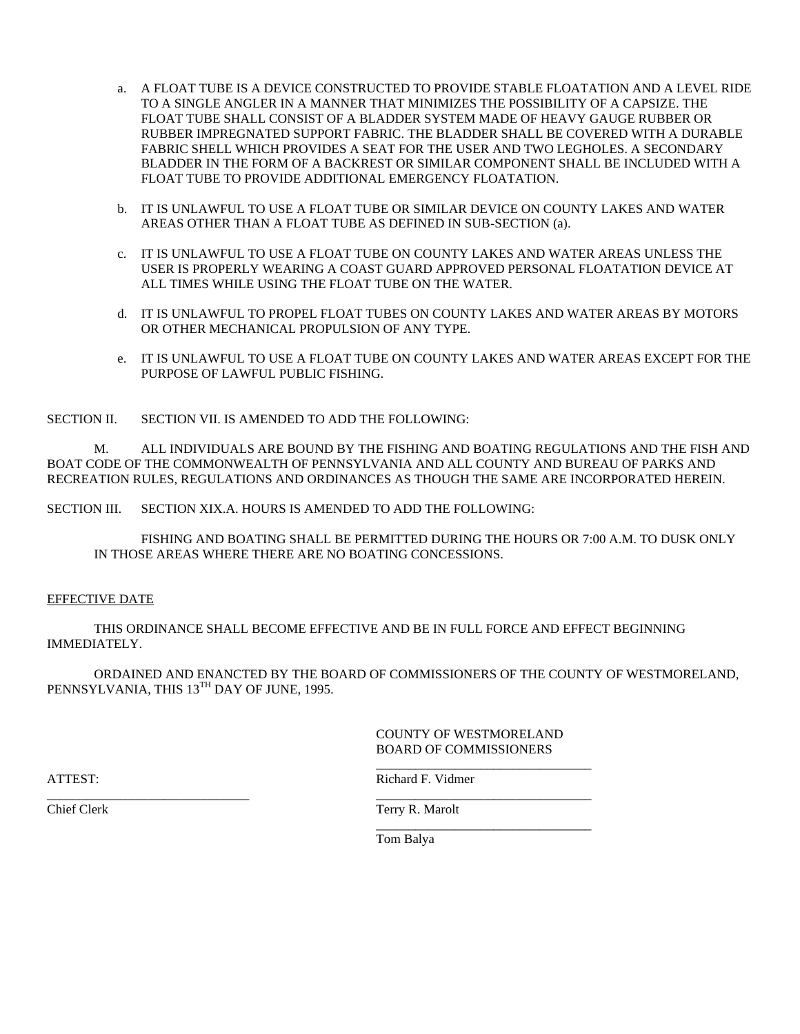a. A FLOAT TUBE IS A DEVICE CONSTRUCTED TO PROVIDE STABLE FLOATATION AND A LEVEL RIDE TO A SINGLE ANGLER IN A MANNER THAT MINIMIZES THE POSSIBILITY OF A CAPSIZE. THE FLOAT TUBE SHALL CONSIST OF A BLADDER SYSTEM MADE OF HEAVY GAUGE RUBBER OR RUBBER IMPREGNATED SUPPORT FABRIC. THE BLADDER SHALL BE COVERED WITH A DURABLE FABRIC SHELL WHICH PROVIDES A SEAT FOR THE USER AND TWO LEGHOLES. A SECONDARY BLADDER IN THE FORM OF A BACKREST OR SIMILAR COMPONENT SHALL BE INCLUDED WITH A FLOAT TUBE TO PROVIDE ADDITIONAL EMERGENCY FLOATATION.

b. IT IS UNLAWFUL TO USE A FLOAT TUBE OR SIMILAR DEVICE ON COUNTY LAKES AND WATER AREAS OTHER THAN A FLOAT TUBE AS DEFINED IN SUB-SECTION (a).

c. IT IS UNLAWFUL TO USE A FLOAT TUBE ON COUNTY LAKES AND WATER AREAS UNLESS THE USER IS PROPERLY WEARING A COAST GUARD APPROVED PERSONAL FLOATATION DEVICE AT ALL TIMES WHILE USING THE FLOAT TUBE ON THE WATER.

d. IT IS UNLAWFUL TO PROPEL FLOAT TUBES ON COUNTY LAKES AND WATER AREAS BY MOTORS OR OTHER MECHANICAL PROPULSION OF ANY TYPE.

e. IT IS UNLAWFUL TO USE A FLOAT TUBE ON COUNTY LAKES AND WATER AREAS EXCEPT FOR THE PURPOSE OF LAWFUL PUBLIC FISHING.

SECTION II. SECTION VII. IS AMENDED TO ADD THE FOLLOWING:

M. ALL INDIVIDUALS ARE BOUND BY THE FISHING AND BOATING REGULATIONS AND THE FISH AND BOAT CODE OF THE COMMONWEALTH OF PENNSYLVANIA AND ALL COUNTY AND BUREAU OF PARKS AND RECREATION RULES, REGULATIONS AND ORDINANCES AS THOUGH THE SAME ARE INCORPORATED HEREIN.

SECTION III. SECTION XIX.A. HOURS IS AMENDED TO ADD THE FOLLOWING:

FISHING AND BOATING SHALL BE PERMITTED DURING THE HOURS OR 7:00 A.M. TO DUSK ONLY IN THOSE AREAS WHERE THERE ARE NO BOATING CONCESSIONS.

EFFECTIVE DATE

THIS ORDINANCE SHALL BECOME EFFECTIVE AND BE IN FULL FORCE AND EFFECT BEGINNING IMMEDIATELY.

ORDAINED AND ENANCTED BY THE BOARD OF COMMISSIONERS OF THE COUNTY OF WESTMORELAND, PENNSYLVANIA, THIS 13TH DAY OF JUNE, 1995.

COUNTY OF WESTMORELAND
BOARD OF COMMISSIONERS

ATTEST:

_______________________________
Chief Clerk

_________________________________
Richard F. Vidmer

_________________________________
Terry R. Marolt

_________________________________
Tom Balya